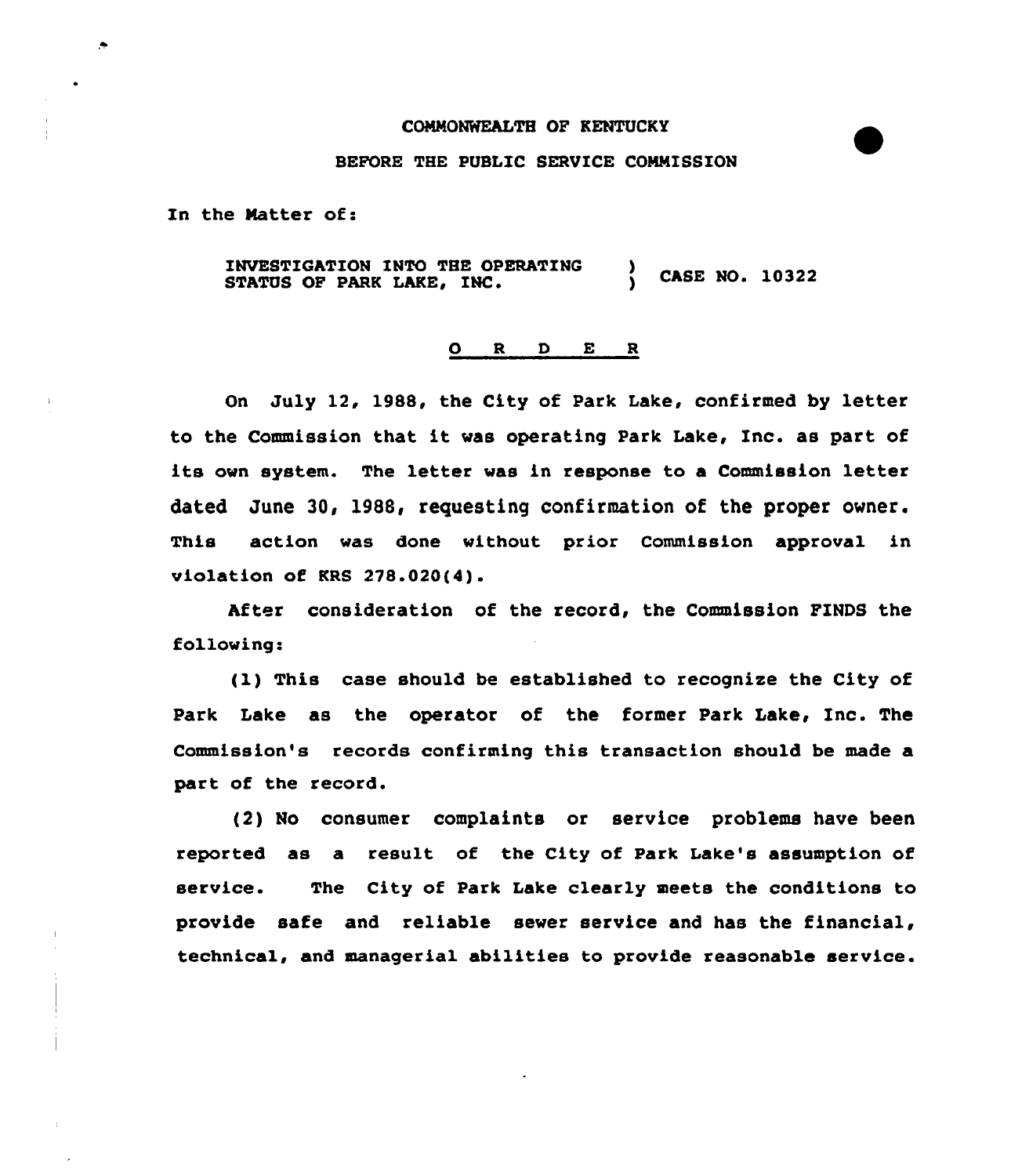COMMONWEALTH OF KENTUCKY

BEFORE THE PUBLIC SERVICE COMMISSION

In the Matter of:

INVESTIGATION INTO THE OPERATING STATUS OF PARK LAKE, INC. ) CASE NO. 10322

## O R D E R

On July 12, 1988, the City of Park Lake, confirmed by letter to the Commission that it was operating Park Lake, Inc. as part of its own system. The letter was in response to a Commission letter dated June 30, 1988, requesting confirmation of the proper owner. This action was done without prior Commission approval in violation of KRS 278.020(4).

After consideration of the record, the Commission FINDS the following:

(1) This case should be established to recognize the City of Park Lake as the operator of the former Park Lake, Inc. The Commission's records confirming this transaction should be made a part of the record.

(2) No consumer complaints or service problems have been reported as a result of the City of Park Lake's assumption of service. The City of Park Lake clearly meets the conditions to provide safe and reliable sewer service and has the financial, technical, and managerial abilities to provide reasonable service.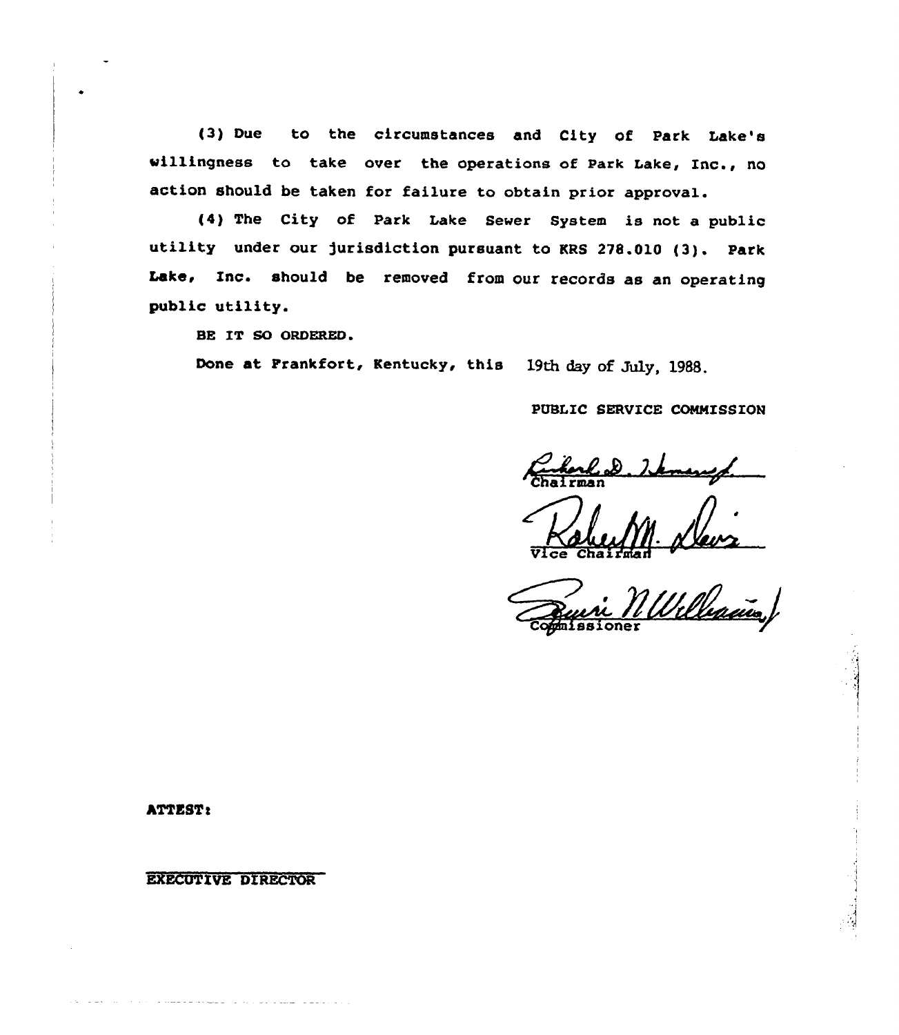(3) Due to the circumstances and City of Park Lake's willingness to take over the operations of Park Lake, Inc., no action should be taken for failure to obtain prior approval.

(4) The City of Park Lake Sewer System is not a public utility under our jurisdiction pursuant to KRS 278.010 (3). Park Lake, Inc. should be removed from our records as an operating public utility.

BE IT SO ORDERED.

Done at Frankfort, Kentucky, this 19th day of July, 1988.

PUBLIC SERVICE COMMISSION

Chairman

Vice Chairman

Commissioner

ATTEST:

EXECUTIVE DIRECTOR